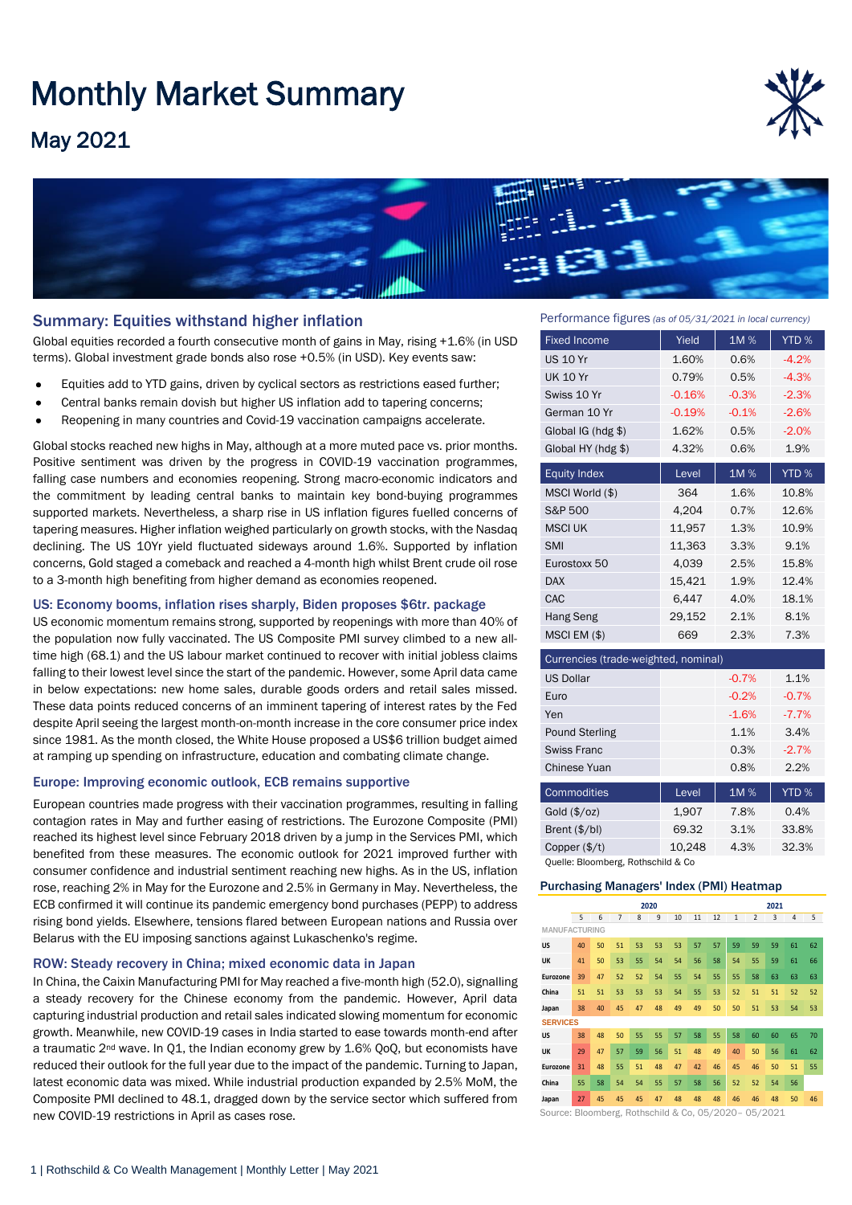# Monthly Market Summary

## May 2021

## Summary: Equities withstand higher inflation

Global equities recorded a fourth consecutive month of gains in May, rising +1.6% (in USD terms). Global investment grade bonds also rose +0.5% (in USD). Key events saw:

- Equities add to YTD gains, driven by cyclical sectors as restrictions eased further;
- Central banks remain dovish but higher US inflation add to tapering concerns;
- Reopening in many countries and Covid-19 vaccination campaigns accelerate.

Global stocks reached new highs in May, although at a more muted pace vs. prior months. Positive sentiment was driven by the progress in COVID-19 vaccination programmes, falling case numbers and economies reopening. Strong macro-economic indicators and the commitment by leading central banks to maintain key bond-buying programmes supported markets. Nevertheless, a sharp rise in US inflation figures fuelled concerns of tapering measures. Higher inflation weighed particularly on growth stocks, with the Nasdaq declining. The US 10Yr yield fluctuated sideways around 1.6%. Supported by inflation concerns, Gold staged a comeback and reached a 4-month high whilst Brent crude oil rose to a 3-month high benefiting from higher demand as economies reopened.

### US: Economy booms, inflation rises sharply, Biden proposes $6tr. package

US economic momentum remains strong, supported by reopenings with more than 40% of the population now fully vaccinated. The US Composite PMI survey climbed to a new all-time high (68.1) and the US labour market continued to recover with initial jobless claims falling to their lowest level since the start of the pandemic. However, some April data came in below expectations: new home sales, durable goods orders and retail sales missed. These data points reduced concerns of an imminent tapering of interest rates by the Fed despite April seeing the largest month-on-month increase in the core consumer price index since 1981. As the month closed, the White House proposed a US$6 trillion budget aimed at ramping up spending on infrastructure, education and combating climate change.

### Europe: Improving economic outlook, ECB remains supportive

European countries made progress with their vaccination programmes, resulting in falling contagion rates in May and further easing of restrictions. The Eurozone Composite (PMI) reached its highest level since February 2018 driven by a jump in the Services PMI, which benefited from these measures. The economic outlook for 2021 improved further with consumer confidence and industrial sentiment reaching new highs. As in the US, inflation rose, reaching 2% in May for the Eurozone and 2.5% in Germany in May. Nevertheless, the ECB confirmed it will continue its pandemic emergency bond purchases (PEPP) to address rising bond yields. Elsewhere, tensions flared between European nations and Russia over Belarus with the EU imposing sanctions against Lukaschenko's regime.

### ROW: Steady recovery in China; mixed economic data in Japan

In China, the Caixin Manufacturing PMI for May reached a five-month high (52.0), signalling a steady recovery for the Chinese economy from the pandemic. However, April data capturing industrial production and retail sales indicated slowing momentum for economic growth. Meanwhile, new COVID-19 cases in India started to ease towards month-end after a traumatic 2nd wave. In Q1, the Indian economy grew by 1.6% QoQ, but economists have reduced their outlook for the full year due to the impact of the pandemic. Turning to Japan, latest economic data was mixed. While industrial production expanded by 2.5% MoM, the Composite PMI declined to 48.1, dragged down by the service sector which suffered from new COVID-19 restrictions in April as cases rose.

### Performance figures *(as of 05/31/2021 in local currency)*

| Fixed Income | Yield | 1M % | YTD % |
|---|---|---|---|
| US 10 Yr | 1.60% | 0.6% | -4.2% |
| UK 10 Yr | 0.79% | 0.5% | -4.3% |
| Swiss 10 Yr | -0.16% | -0.3% | -2.3% |
| German 10 Yr | -0.19% | -0.1% | -2.6% |
| Global IG (hdg $) | 1.62% | 0.5% | -2.0% |
| Global HY (hdg $) | 4.32% | 0.6% | 1.9% |

| Equity Index | Level | 1M % | YTD % |
|---|---|---|---|
| MSCI World ($) | 364 | 1.6% | 10.8% |
| S&P 500 | 4,204 | 0.7% | 12.6% |
| MSCI UK | 11,957 | 1.3% | 10.9% |
| SMI | 11,363 | 3.3% | 9.1% |
| Eurostoxx 50 | 4,039 | 2.5% | 15.8% |
| DAX | 15,421 | 1.9% | 12.4% |
| CAC | 6,447 | 4.0% | 18.1% |
| Hang Seng | 29,152 | 2.1% | 8.1% |
| MSCI EM ($) | 669 | 2.3% | 7.3% |

| Currencies (trade-weighted, nominal) | | 1M % | YTD % |
|---|---|---|---|
| US Dollar | | -0.7% | 1.1% |
| Euro | | -0.2% | -0.7% |
| Yen | | -1.6% | -7.7% |
| Pound Sterling | | 1.1% | 3.4% |
| Swiss Franc | | 0.3% | -2.7% |
| Chinese Yuan | | 0.8% | 2.2% |

| Commodities | Level | 1M % | YTD % |
|---|---|---|---|
| Gold ($/oz) | 1,907 | 7.8% | 0.4% |
| Brent ($/bl) | 69.32 | 3.1% | 33.8% |
| Copper ($/t) | 10,248 | 4.3% | 32.3% |

Quelle: Bloomberg, Rothschild & Co

### Purchasing Managers' Index (PMI) Heatmap

| | 2020 | | | | | | | | 2021 | | | | |
|---|---|---|---|---|---|---|---|---|---|---|---|---|---|
| | 5 | 6 | 7 | 8 | 9 | 10 | 11 | 12 | 1 | 2 | 3 | 4 | 5 |
| **MANUFACTURING** | | | | | | | | | | | | | |
| US | 40 | 50 | 51 | 53 | 53 | 53 | 57 | 57 | 59 | 59 | 59 | 61 | 62 |
| UK | 41 | 50 | 53 | 55 | 54 | 54 | 56 | 58 | 54 | 55 | 59 | 61 | 66 |
| Eurozone | 39 | 47 | 52 | 52 | 54 | 55 | 54 | 55 | 55 | 58 | 63 | 63 | 63 |
| China | 51 | 51 | 53 | 53 | 53 | 54 | 55 | 53 | 52 | 51 | 51 | 52 | 52 |
| Japan | 38 | 40 | 45 | 47 | 48 | 49 | 49 | 50 | 50 | 51 | 53 | 54 | 53 |
| **SERVICES** | | | | | | | | | | | | | |
| US | 38 | 48 | 50 | 55 | 55 | 57 | 58 | 55 | 58 | 60 | 60 | 65 | 70 |
| UK | 29 | 47 | 57 | 59 | 56 | 51 | 48 | 49 | 40 | 50 | 56 | 61 | 62 |
| Eurozone | 31 | 48 | 55 | 51 | 48 | 47 | 42 | 46 | 45 | 46 | 50 | 51 | 55 |
| China | 55 | 58 | 54 | 54 | 55 | 57 | 58 | 56 | 52 | 52 | 54 | 56 | |
| Japan | 27 | 45 | 45 | 45 | 47 | 48 | 48 | 48 | 46 | 46 | 48 | 50 | 46 |

Source: Bloomberg, Rothschild & Co, 05/2020– 05/2021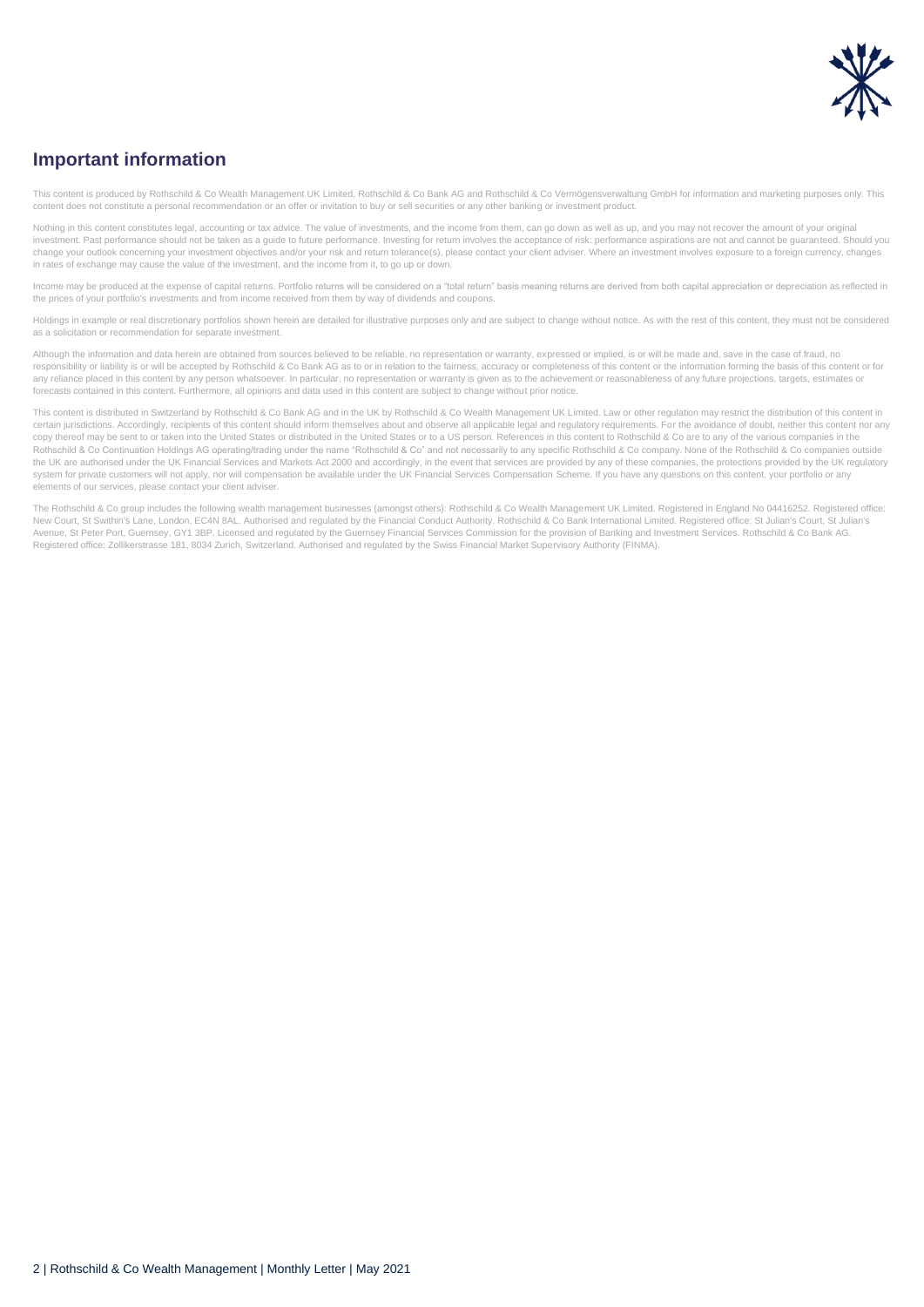## Important information

This content is produced by Rothschild & Co Wealth Management UK Limited, Rothschild & Co Bank AG and Rothschild & Co Vermögensverwaltung GmbH for information and marketing purposes only. This content does not constitute a personal recommendation or an offer or invitation to buy or sell securities or any other banking or investment product.

Nothing in this content constitutes legal, accounting or tax advice. The value of investments, and the income from them, can go down as well as up, and you may not recover the amount of your original investment. Past performance should not be taken as a guide to future performance. Investing for return involves the acceptance of risk: performance aspirations are not and cannot be guaranteed. Should you change your outlook concerning your investment objectives and/or your risk and return tolerance(s), please contact your client adviser. Where an investment involves exposure to a foreign currency, changes in rates of exchange may cause the value of the investment, and the income from it, to go up or down.

Income may be produced at the expense of capital returns. Portfolio returns will be considered on a "total return" basis meaning returns are derived from both capital appreciation or depreciation as reflected in the prices of your portfolio's investments and from income received from them by way of dividends and coupons.

Holdings in example or real discretionary portfolios shown herein are detailed for illustrative purposes only and are subject to change without notice. As with the rest of this content, they must not be considered as a solicitation or recommendation for separate investment.

Although the information and data herein are obtained from sources believed to be reliable, no representation or warranty, expressed or implied, is or will be made and, save in the case of fraud, no responsibility or liability is or will be accepted by Rothschild & Co Bank AG as to or in relation to the fairness, accuracy or completeness of this content or the information forming the basis of this content or for any reliance placed in this content by any person whatsoever. In particular, no representation or warranty is given as to the achievement or reasonableness of any future projections, targets, estimates or forecasts contained in this content. Furthermore, all opinions and data used in this content are subject to change without prior notice.

This content is distributed in Switzerland by Rothschild & Co Bank AG and in the UK by Rothschild & Co Wealth Management UK Limited. Law or other regulation may restrict the distribution of this content in certain jurisdictions. Accordingly, recipients of this content should inform themselves about and observe all applicable legal and regulatory requirements. For the avoidance of doubt, neither this content nor any copy thereof may be sent to or taken into the United States or distributed in the United States or to a US person. References in this content to Rothschild & Co are to any of the various companies in the Rothschild & Co Continuation Holdings AG operating/trading under the name "Rothschild & Co" and not necessarily to any specific Rothschild & Co company. None of the Rothschild & Co companies outside the UK are authorised under the UK Financial Services and Markets Act 2000 and accordingly, in the event that services are provided by any of these companies, the protections provided by the UK regulatory system for private customers will not apply, nor will compensation be available under the UK Financial Services Compensation Scheme. If you have any questions on this content, your portfolio or any elements of our services, please contact your client adviser.

The Rothschild & Co group includes the following wealth management businesses (amongst others): Rothschild & Co Wealth Management UK Limited. Registered in England No 04416252. Registered office: New Court, St Swithin's Lane, London, EC4N 8AL. Authorised and regulated by the Financial Conduct Authority. Rothschild & Co Bank International Limited. Registered office: St Julian's Court, St Julian's Avenue, St Peter Port, Guernsey, GY1 3BP. Licensed and regulated by the Guernsey Financial Services Commission for the provision of Banking and Investment Services. Rothschild & Co Bank AG. Registered office: Zollikerstrasse 181, 8034 Zurich, Switzerland. Authorised and regulated by the Swiss Financial Market Supervisory Authority (FINMA).